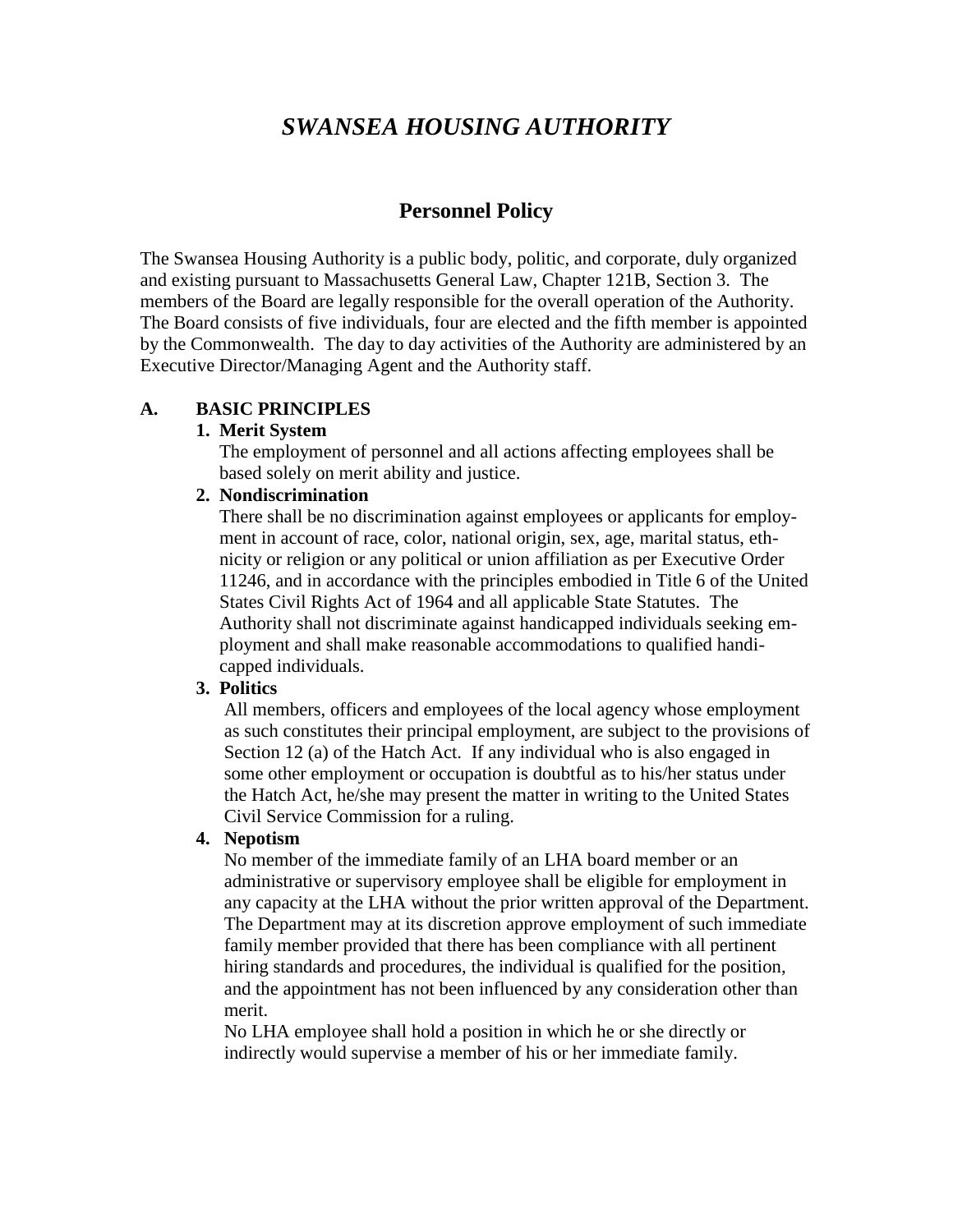# *SWANSEA HOUSING AUTHORITY*

## Personnel Policy

The Swansea Housing Authority is a public body, politic, and corporate, duly organized and existing pursuant to Massachusetts General Law, Chapter 121B, Section 3. The members of the Board are legally responsible for the overall operation of the Authority. The Board consists of five individuals, four are elected and the fifth member is appointed by the Commonwealth. The day to day activities of the Authority are administered by an Executive Director/Managing Agent and the Authority staff.

### A. BASIC PRINCIPLES

1. **Merit System**
   The employment of personnel and all actions affecting employees shall be based solely on merit ability and justice.
2. **Nondiscrimination**
   There shall be no discrimination against employees or applicants for employment in account of race, color, national origin, sex, age, marital status, ethnicity or religion or any political or union affiliation as per Executive Order 11246, and in accordance with the principles embodied in Title 6 of the United States Civil Rights Act of 1964 and all applicable State Statutes. The Authority shall not discriminate against handicapped individuals seeking employment and shall make reasonable accommodations to qualified handicapped individuals.
3. **Politics**
   All members, officers and employees of the local agency whose employment as such constitutes their principal employment, are subject to the provisions of Section 12 (a) of the Hatch Act. If any individual who is also engaged in some other employment or occupation is doubtful as to his/her status under the Hatch Act, he/she may present the matter in writing to the United States Civil Service Commission for a ruling.
4. **Nepotism**
   No member of the immediate family of an LHA board member or an administrative or supervisory employee shall be eligible for employment in any capacity at the LHA without the prior written approval of the Department. The Department may at its discretion approve employment of such immediate family member provided that there has been compliance with all pertinent hiring standards and procedures, the individual is qualified for the position, and the appointment has not been influenced by any consideration other than merit.
   No LHA employee shall hold a position in which he or she directly or indirectly would supervise a member of his or her immediate family.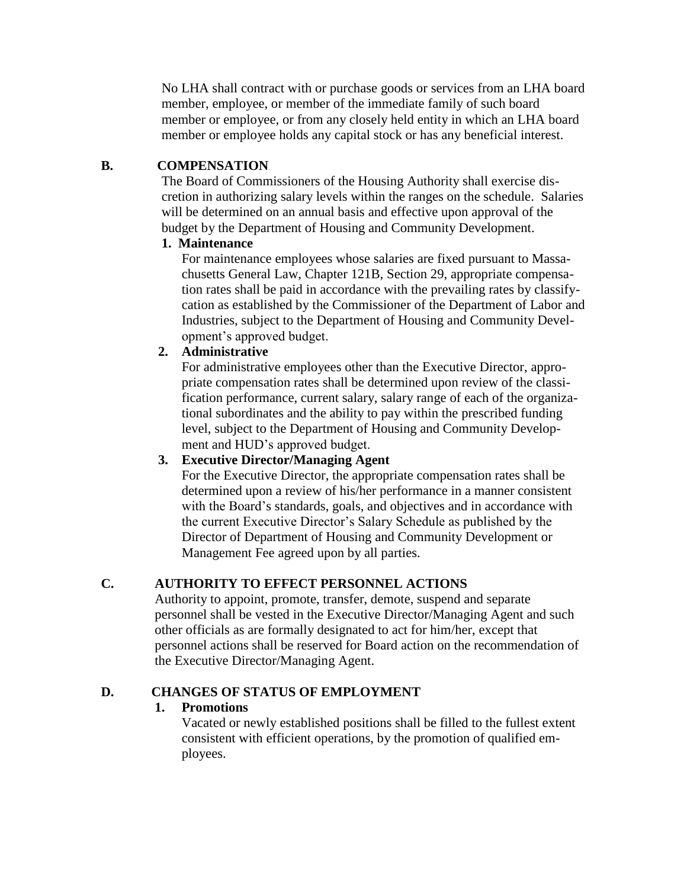No LHA shall contract with or purchase goods or services from an LHA board member, employee, or member of the immediate family of such board member or employee, or from any closely held entity in which an LHA board member or employee holds any capital stock or has any beneficial interest.

## B. COMPENSATION

The Board of Commissioners of the Housing Authority shall exercise discretion in authorizing salary levels within the ranges on the schedule. Salaries will be determined on an annual basis and effective upon approval of the budget by the Department of Housing and Community Development.

### 1. Maintenance

For maintenance employees whose salaries are fixed pursuant to Massachusetts General Law, Chapter 121B, Section 29, appropriate compensation rates shall be paid in accordance with the prevailing rates by classifycation as established by the Commissioner of the Department of Labor and Industries, subject to the Department of Housing and Community Development's approved budget.

### 2. Administrative

For administrative employees other than the Executive Director, appropriate compensation rates shall be determined upon review of the classification performance, current salary, salary range of each of the organizational subordinates and the ability to pay within the prescribed funding level, subject to the Department of Housing and Community Development and HUD's approved budget.

### 3. Executive Director/Managing Agent

For the Executive Director, the appropriate compensation rates shall be determined upon a review of his/her performance in a manner consistent with the Board's standards, goals, and objectives and in accordance with the current Executive Director's Salary Schedule as published by the Director of Department of Housing and Community Development or Management Fee agreed upon by all parties.

## C. AUTHORITY TO EFFECT PERSONNEL ACTIONS

Authority to appoint, promote, transfer, demote, suspend and separate personnel shall be vested in the Executive Director/Managing Agent and such other officials as are formally designated to act for him/her, except that personnel actions shall be reserved for Board action on the recommendation of the Executive Director/Managing Agent.

## D. CHANGES OF STATUS OF EMPLOYMENT

### 1. Promotions

Vacated or newly established positions shall be filled to the fullest extent consistent with efficient operations, by the promotion of qualified employees.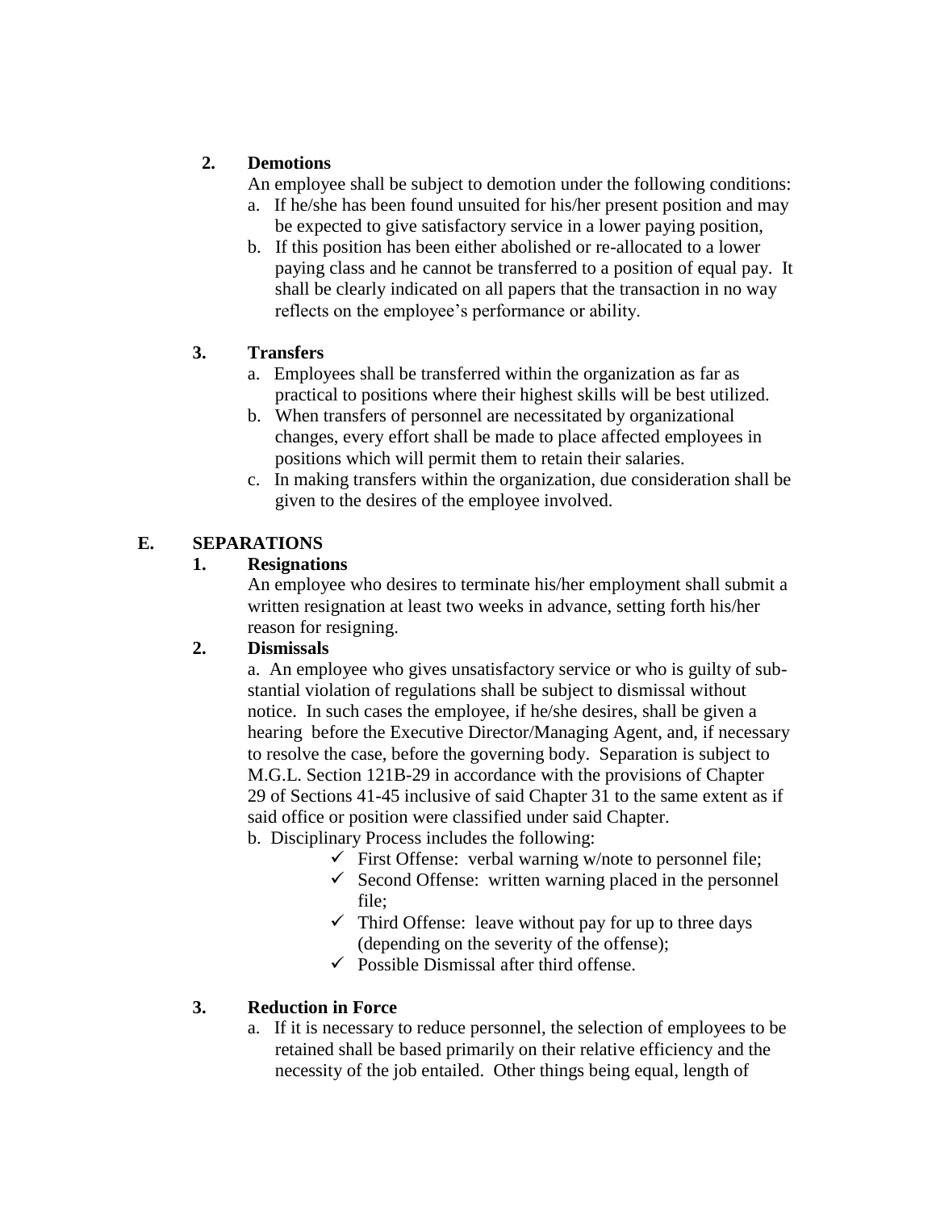### 2. Demotions

An employee shall be subject to demotion under the following conditions:

a. If he/she has been found unsuited for his/her present position and may be expected to give satisfactory service in a lower paying position,

b. If this position has been either abolished or re-allocated to a lower paying class and he cannot be transferred to a position of equal pay. It shall be clearly indicated on all papers that the transaction in no way reflects on the employee's performance or ability.

### 3. Transfers

a. Employees shall be transferred within the organization as far as practical to positions where their highest skills will be best utilized.

b. When transfers of personnel are necessitated by organizational changes, every effort shall be made to place affected employees in positions which will permit them to retain their salaries.

c. In making transfers within the organization, due consideration shall be given to the desires of the employee involved.

## E. SEPARATIONS

### 1. Resignations

An employee who desires to terminate his/her employment shall submit a written resignation at least two weeks in advance, setting forth his/her reason for resigning.

### 2. Dismissals

a. An employee who gives unsatisfactory service or who is guilty of substantial violation of regulations shall be subject to dismissal without notice. In such cases the employee, if he/she desires, shall be given a hearing before the Executive Director/Managing Agent, and, if necessary to resolve the case, before the governing body. Separation is subject to M.G.L. Section 121B-29 in accordance with the provisions of Chapter 29 of Sections 41-45 inclusive of said Chapter 31 to the same extent as if said office or position were classified under said Chapter.

b. Disciplinary Process includes the following:

- ✓ First Offense: verbal warning w/note to personnel file;
- ✓ Second Offense: written warning placed in the personnel file;
- ✓ Third Offense: leave without pay for up to three days (depending on the severity of the offense);
- ✓ Possible Dismissal after third offense.

### 3. Reduction in Force

a. If it is necessary to reduce personnel, the selection of employees to be retained shall be based primarily on their relative efficiency and the necessity of the job entailed. Other things being equal, length of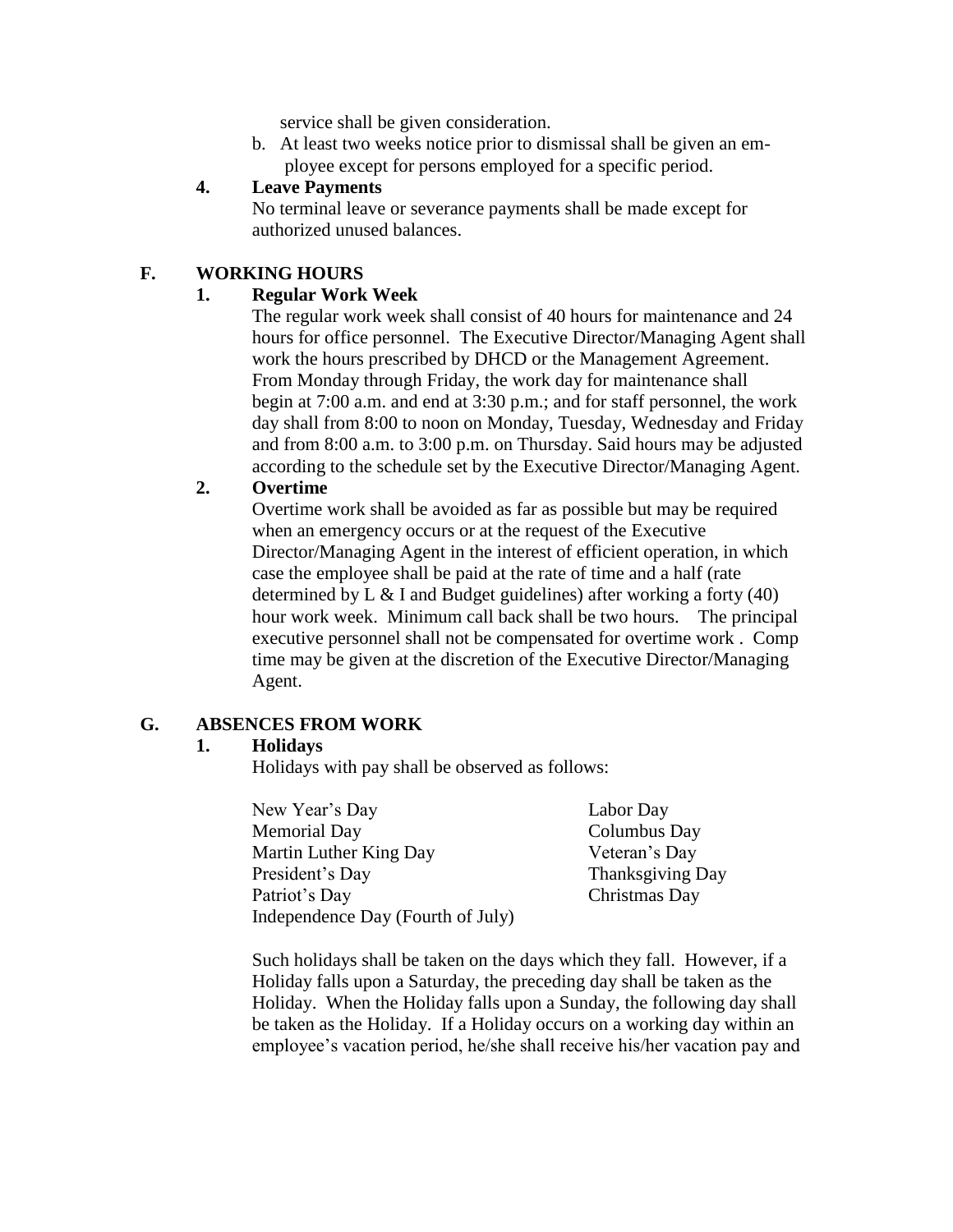service shall be given consideration.

b. At least two weeks notice prior to dismissal shall be given an employee except for persons employed for a specific period.

**4. Leave Payments**

No terminal leave or severance payments shall be made except for authorized unused balances.

## F. WORKING HOURS

**1. Regular Work Week**

The regular work week shall consist of 40 hours for maintenance and 24 hours for office personnel. The Executive Director/Managing Agent shall work the hours prescribed by DHCD or the Management Agreement. From Monday through Friday, the work day for maintenance shall begin at 7:00 a.m. and end at 3:30 p.m.; and for staff personnel, the work day shall from 8:00 to noon on Monday, Tuesday, Wednesday and Friday and from 8:00 a.m. to 3:00 p.m. on Thursday. Said hours may be adjusted according to the schedule set by the Executive Director/Managing Agent.

**2. Overtime**

Overtime work shall be avoided as far as possible but may be required when an emergency occurs or at the request of the Executive Director/Managing Agent in the interest of efficient operation, in which case the employee shall be paid at the rate of time and a half (rate determined by L & I and Budget guidelines) after working a forty (40) hour work week. Minimum call back shall be two hours. The principal executive personnel shall not be compensated for overtime work . Comp time may be given at the discretion of the Executive Director/Managing Agent.

## G. ABSENCES FROM WORK

**1. Holidays**

Holidays with pay shall be observed as follows:

- New Year's Day
- Memorial Day
- Martin Luther King Day
- President's Day
- Patriot's Day
- Independence Day (Fourth of July)
- Labor Day
- Columbus Day
- Veteran's Day
- Thanksgiving Day
- Christmas Day

Such holidays shall be taken on the days which they fall. However, if a Holiday falls upon a Saturday, the preceding day shall be taken as the Holiday. When the Holiday falls upon a Sunday, the following day shall be taken as the Holiday. If a Holiday occurs on a working day within an employee's vacation period, he/she shall receive his/her vacation pay and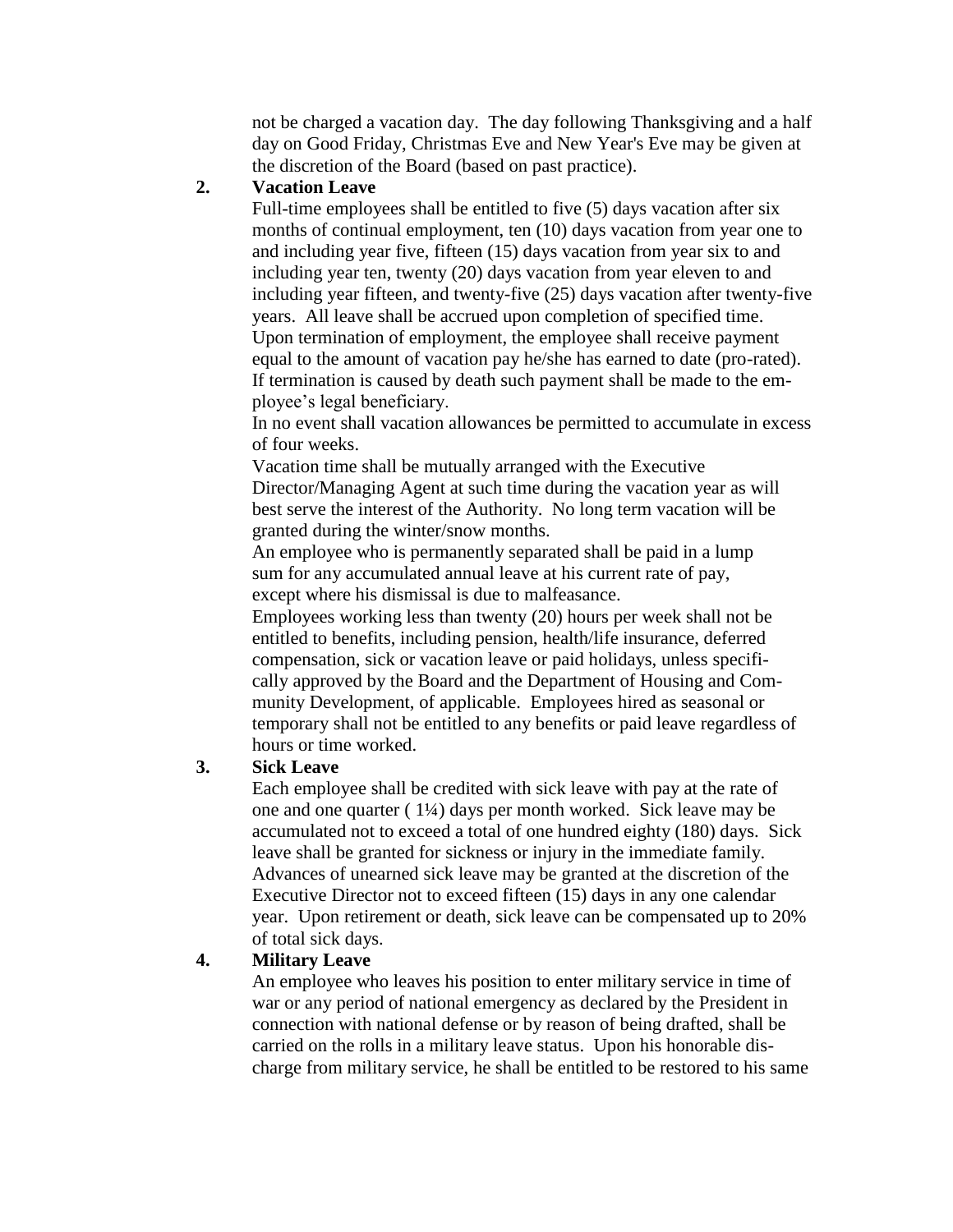not be charged a vacation day. The day following Thanksgiving and a half day on Good Friday, Christmas Eve and New Year's Eve may be given at the discretion of the Board (based on past practice).

**2. Vacation Leave**

Full-time employees shall be entitled to five (5) days vacation after six months of continual employment, ten (10) days vacation from year one to and including year five, fifteen (15) days vacation from year six to and including year ten, twenty (20) days vacation from year eleven to and including year fifteen, and twenty-five (25) days vacation after twenty-five years. All leave shall be accrued upon completion of specified time. Upon termination of employment, the employee shall receive payment equal to the amount of vacation pay he/she has earned to date (pro-rated). If termination is caused by death such payment shall be made to the employee's legal beneficiary.

In no event shall vacation allowances be permitted to accumulate in excess of four weeks.

Vacation time shall be mutually arranged with the Executive Director/Managing Agent at such time during the vacation year as will best serve the interest of the Authority. No long term vacation will be granted during the winter/snow months.

An employee who is permanently separated shall be paid in a lump sum for any accumulated annual leave at his current rate of pay, except where his dismissal is due to malfeasance.

Employees working less than twenty (20) hours per week shall not be entitled to benefits, including pension, health/life insurance, deferred compensation, sick or vacation leave or paid holidays, unless specifically approved by the Board and the Department of Housing and Community Development, of applicable. Employees hired as seasonal or temporary shall not be entitled to any benefits or paid leave regardless of hours or time worked.

**3. Sick Leave**

Each employee shall be credited with sick leave with pay at the rate of one and one quarter ( 1¼) days per month worked. Sick leave may be accumulated not to exceed a total of one hundred eighty (180) days. Sick leave shall be granted for sickness or injury in the immediate family. Advances of unearned sick leave may be granted at the discretion of the Executive Director not to exceed fifteen (15) days in any one calendar year. Upon retirement or death, sick leave can be compensated up to 20% of total sick days.

**4. Military Leave**

An employee who leaves his position to enter military service in time of war or any period of national emergency as declared by the President in connection with national defense or by reason of being drafted, shall be carried on the rolls in a military leave status. Upon his honorable discharge from military service, he shall be entitled to be restored to his same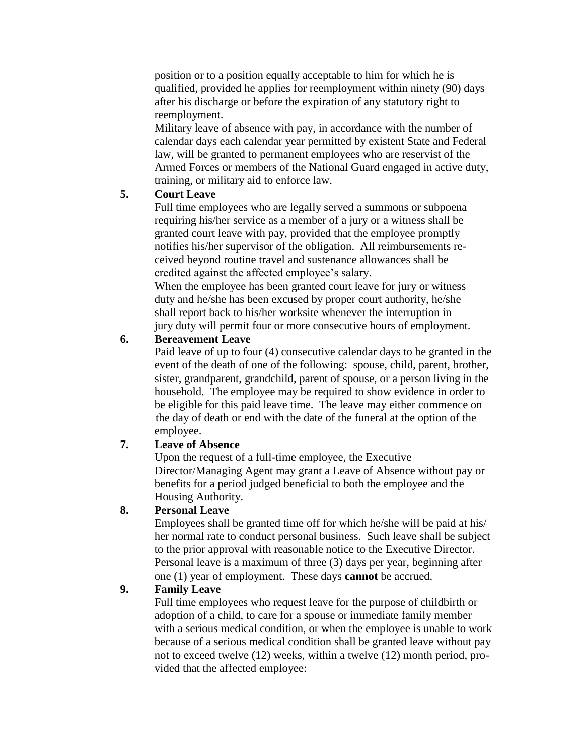position or to a position equally acceptable to him for which he is qualified, provided he applies for reemployment within ninety (90) days after his discharge or before the expiration of any statutory right to reemployment.

Military leave of absence with pay, in accordance with the number of calendar days each calendar year permitted by existent State and Federal law, will be granted to permanent employees who are reservist of the Armed Forces or members of the National Guard engaged in active duty, training, or military aid to enforce law.

**5. Court Leave**

Full time employees who are legally served a summons or subpoena requiring his/her service as a member of a jury or a witness shall be granted court leave with pay, provided that the employee promptly notifies his/her supervisor of the obligation. All reimbursements received beyond routine travel and sustenance allowances shall be credited against the affected employee's salary.

When the employee has been granted court leave for jury or witness duty and he/she has been excused by proper court authority, he/she shall report back to his/her worksite whenever the interruption in jury duty will permit four or more consecutive hours of employment.

**6. Bereavement Leave**

Paid leave of up to four (4) consecutive calendar days to be granted in the event of the death of one of the following: spouse, child, parent, brother, sister, grandparent, grandchild, parent of spouse, or a person living in the household. The employee may be required to show evidence in order to be eligible for this paid leave time. The leave may either commence on the day of death or end with the date of the funeral at the option of the employee.

**7. Leave of Absence**

Upon the request of a full-time employee, the Executive Director/Managing Agent may grant a Leave of Absence without pay or benefits for a period judged beneficial to both the employee and the Housing Authority.

**8. Personal Leave**

Employees shall be granted time off for which he/she will be paid at his/her normal rate to conduct personal business. Such leave shall be subject to the prior approval with reasonable notice to the Executive Director. Personal leave is a maximum of three (3) days per year, beginning after one (1) year of employment. These days **cannot** be accrued.

**9. Family Leave**

Full time employees who request leave for the purpose of childbirth or adoption of a child, to care for a spouse or immediate family member with a serious medical condition, or when the employee is unable to work because of a serious medical condition shall be granted leave without pay not to exceed twelve (12) weeks, within a twelve (12) month period, provided that the affected employee: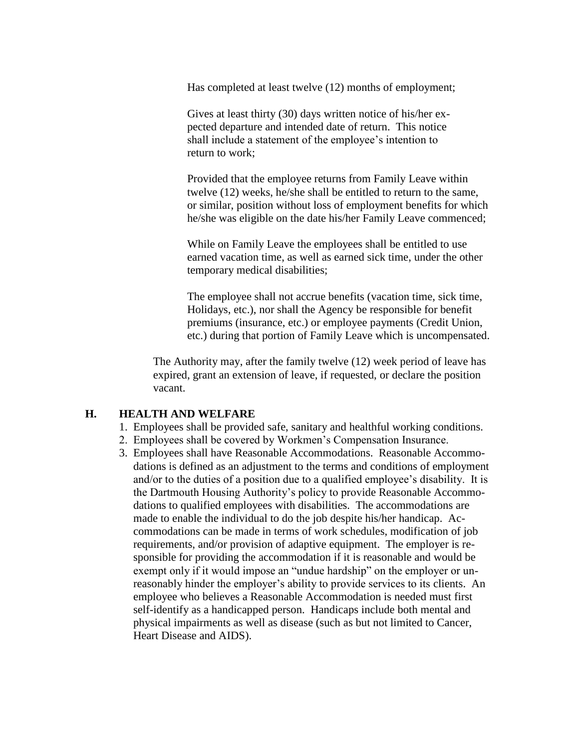Has completed at least twelve (12) months of employment;

Gives at least thirty (30) days written notice of his/her expected departure and intended date of return. This notice shall include a statement of the employee's intention to return to work;

Provided that the employee returns from Family Leave within twelve (12) weeks, he/she shall be entitled to return to the same, or similar, position without loss of employment benefits for which he/she was eligible on the date his/her Family Leave commenced;

While on Family Leave the employees shall be entitled to use earned vacation time, as well as earned sick time, under the other temporary medical disabilities;

The employee shall not accrue benefits (vacation time, sick time, Holidays, etc.), nor shall the Agency be responsible for benefit premiums (insurance, etc.) or employee payments (Credit Union, etc.) during that portion of Family Leave which is uncompensated.

The Authority may, after the family twelve (12) week period of leave has expired, grant an extension of leave, if requested, or declare the position vacant.

## H. HEALTH AND WELFARE

1. Employees shall be provided safe, sanitary and healthful working conditions.
2. Employees shall be covered by Workmen's Compensation Insurance.
3. Employees shall have Reasonable Accommodations. Reasonable Accommodations is defined as an adjustment to the terms and conditions of employment and/or to the duties of a position due to a qualified employee's disability. It is the Dartmouth Housing Authority's policy to provide Reasonable Accommodations to qualified employees with disabilities. The accommodations are made to enable the individual to do the job despite his/her handicap. Accommodations can be made in terms of work schedules, modification of job requirements, and/or provision of adaptive equipment. The employer is responsible for providing the accommodation if it is reasonable and would be exempt only if it would impose an "undue hardship" on the employer or unreasonably hinder the employer's ability to provide services to its clients. An employee who believes a Reasonable Accommodation is needed must first self-identify as a handicapped person. Handicaps include both mental and physical impairments as well as disease (such as but not limited to Cancer, Heart Disease and AIDS).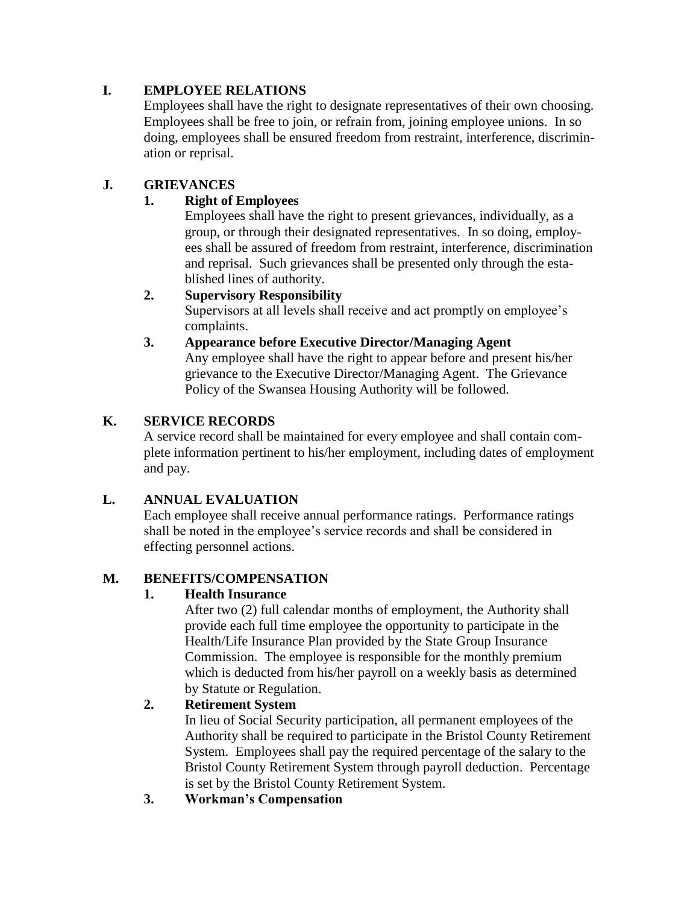## I. EMPLOYEE RELATIONS

Employees shall have the right to designate representatives of their own choosing. Employees shall be free to join, or refrain from, joining employee unions. In so doing, employees shall be ensured freedom from restraint, interference, discrimination or reprisal.

## J. GRIEVANCES

### 1. Right of Employees

Employees shall have the right to present grievances, individually, as a group, or through their designated representatives. In so doing, employees shall be assured of freedom from restraint, interference, discrimination and reprisal. Such grievances shall be presented only through the established lines of authority.

### 2. Supervisory Responsibility

Supervisors at all levels shall receive and act promptly on employee's complaints.

### 3. Appearance before Executive Director/Managing Agent

Any employee shall have the right to appear before and present his/her grievance to the Executive Director/Managing Agent. The Grievance Policy of the Swansea Housing Authority will be followed.

## K. SERVICE RECORDS

A service record shall be maintained for every employee and shall contain complete information pertinent to his/her employment, including dates of employment and pay.

## L. ANNUAL EVALUATION

Each employee shall receive annual performance ratings. Performance ratings shall be noted in the employee's service records and shall be considered in effecting personnel actions.

## M. BENEFITS/COMPENSATION

### 1. Health Insurance

After two (2) full calendar months of employment, the Authority shall provide each full time employee the opportunity to participate in the Health/Life Insurance Plan provided by the State Group Insurance Commission. The employee is responsible for the monthly premium which is deducted from his/her payroll on a weekly basis as determined by Statute or Regulation.

### 2. Retirement System

In lieu of Social Security participation, all permanent employees of the Authority shall be required to participate in the Bristol County Retirement System. Employees shall pay the required percentage of the salary to the Bristol County Retirement System through payroll deduction. Percentage is set by the Bristol County Retirement System.

### 3. Workman's Compensation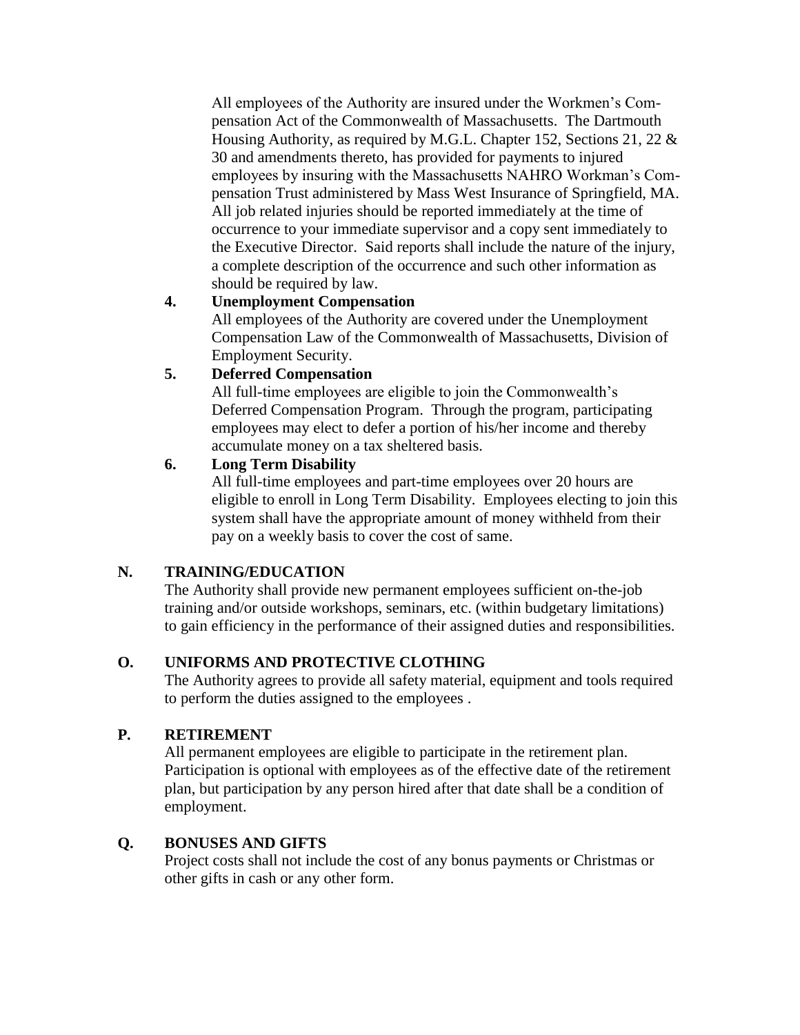All employees of the Authority are insured under the Workmen's Compensation Act of the Commonwealth of Massachusetts. The Dartmouth Housing Authority, as required by M.G.L. Chapter 152, Sections 21, 22 & 30 and amendments thereto, has provided for payments to injured employees by insuring with the Massachusetts NAHRO Workman's Compensation Trust administered by Mass West Insurance of Springfield, MA. All job related injuries should be reported immediately at the time of occurrence to your immediate supervisor and a copy sent immediately to the Executive Director. Said reports shall include the nature of the injury, a complete description of the occurrence and such other information as should be required by law.

**4. Unemployment Compensation**

All employees of the Authority are covered under the Unemployment Compensation Law of the Commonwealth of Massachusetts, Division of Employment Security.

**5. Deferred Compensation**

All full-time employees are eligible to join the Commonwealth's Deferred Compensation Program. Through the program, participating employees may elect to defer a portion of his/her income and thereby accumulate money on a tax sheltered basis.

**6. Long Term Disability**

All full-time employees and part-time employees over 20 hours are eligible to enroll in Long Term Disability. Employees electing to join this system shall have the appropriate amount of money withheld from their pay on a weekly basis to cover the cost of same.

## N. TRAINING/EDUCATION

The Authority shall provide new permanent employees sufficient on-the-job training and/or outside workshops, seminars, etc. (within budgetary limitations) to gain efficiency in the performance of their assigned duties and responsibilities.

## O. UNIFORMS AND PROTECTIVE CLOTHING

The Authority agrees to provide all safety material, equipment and tools required to perform the duties assigned to the employees .

## P. RETIREMENT

All permanent employees are eligible to participate in the retirement plan. Participation is optional with employees as of the effective date of the retirement plan, but participation by any person hired after that date shall be a condition of employment.

## Q. BONUSES AND GIFTS

Project costs shall not include the cost of any bonus payments or Christmas or other gifts in cash or any other form.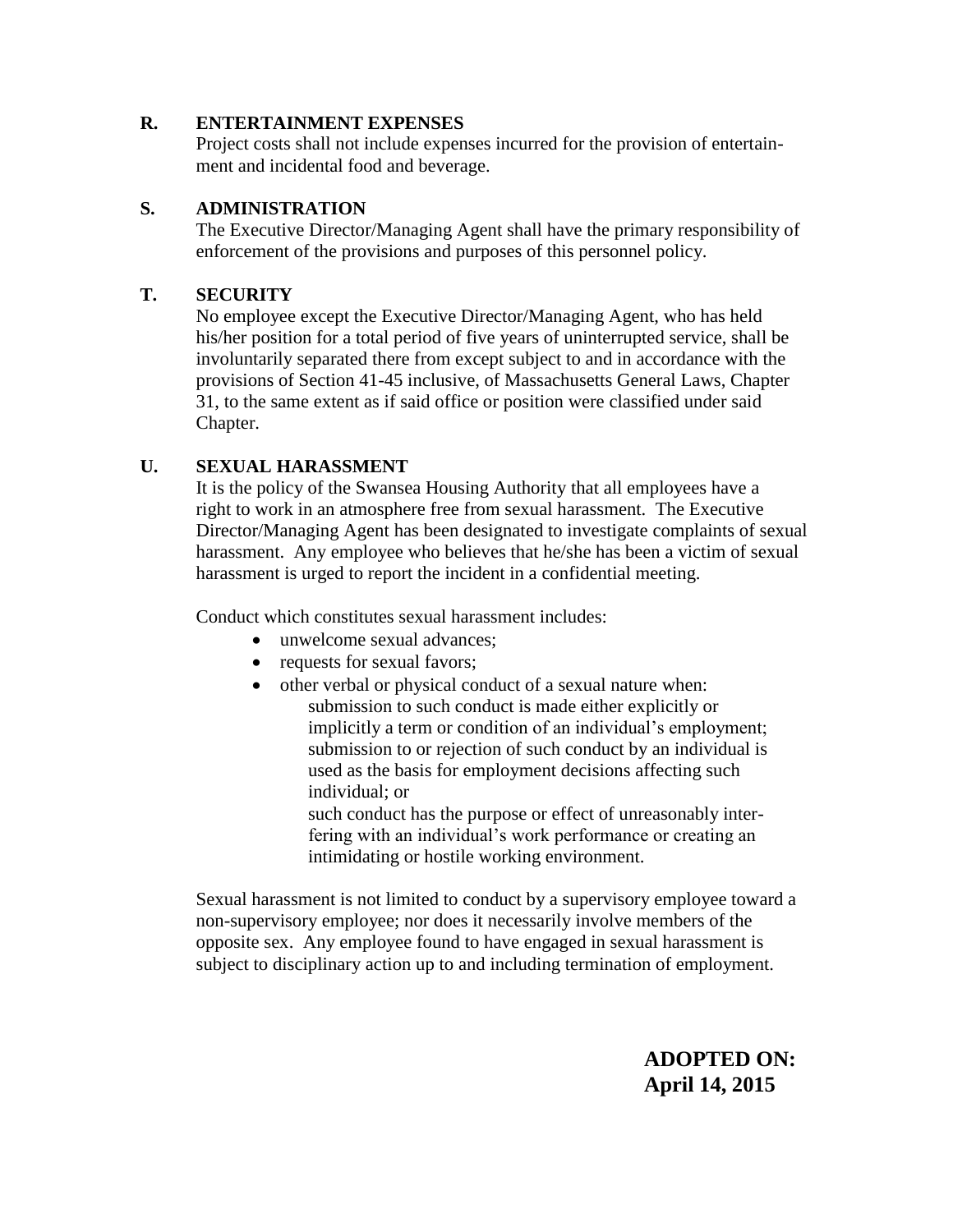**R. ENTERTAINMENT EXPENSES**

Project costs shall not include expenses incurred for the provision of entertainment and incidental food and beverage.

**S. ADMINISTRATION**

The Executive Director/Managing Agent shall have the primary responsibility of enforcement of the provisions and purposes of this personnel policy.

**T. SECURITY**

No employee except the Executive Director/Managing Agent, who has held his/her position for a total period of five years of uninterrupted service, shall be involuntarily separated there from except subject to and in accordance with the provisions of Section 41-45 inclusive, of Massachusetts General Laws, Chapter 31, to the same extent as if said office or position were classified under said Chapter.

**U. SEXUAL HARASSMENT**

It is the policy of the Swansea Housing Authority that all employees have a right to work in an atmosphere free from sexual harassment. The Executive Director/Managing Agent has been designated to investigate complaints of sexual harassment. Any employee who believes that he/she has been a victim of sexual harassment is urged to report the incident in a confidential meeting.

Conduct which constitutes sexual harassment includes:

- unwelcome sexual advances;
- requests for sexual favors;
- other verbal or physical conduct of a sexual nature when:
  - submission to such conduct is made either explicitly or implicitly a term or condition of an individual's employment;
  - submission to or rejection of such conduct by an individual is used as the basis for employment decisions affecting such individual; or
  - such conduct has the purpose or effect of unreasonably interfering with an individual's work performance or creating an intimidating or hostile working environment.

Sexual harassment is not limited to conduct by a supervisory employee toward a non-supervisory employee; nor does it necessarily involve members of the opposite sex. Any employee found to have engaged in sexual harassment is subject to disciplinary action up to and including termination of employment.

**ADOPTED ON:**
**April 14, 2015**